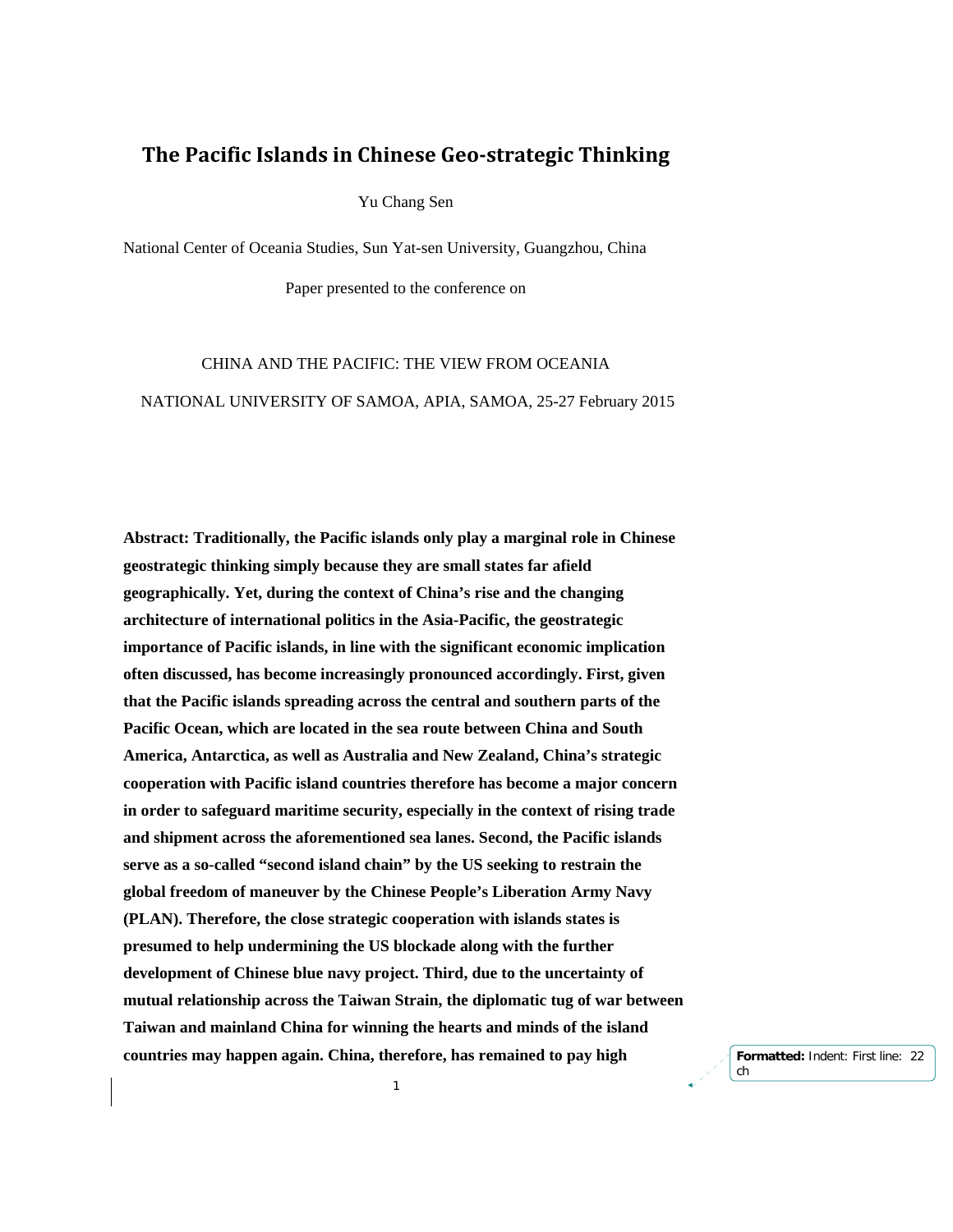# The Pacific Islands in Chinese Geo-strategic Thinking

Yu Chang Sen

National Center of Oceania Studies, Sun Yat-sen University, Guangzhou, China

Paper presented to the conference on

CHINA AND THE PACIFIC: THE VIEW FROM OCEANIA

NATIONAL UNIVERSITY OF SAMOA, APIA, SAMOA, 25-27 February 2015

**Abstract: Traditionally, the Pacific islands only play a marginal role in Chinese geostrategic thinking simply because they are small states far afield geographically. Yet, during the context of China's rise and the changing architecture of international politics in the Asia-Pacific, the geostrategic importance of Pacific islands, in line with the significant economic implication often discussed, has become increasingly pronounced accordingly. First, given that the Pacific islands spreading across the central and southern parts of the Pacific Ocean, which are located in the sea route between China and South America, Antarctica, as well as Australia and New Zealand, China's strategic cooperation with Pacific island countries therefore has become a major concern in order to safeguard maritime security, especially in the context of rising trade and shipment across the aforementioned sea lanes. Second, the Pacific islands serve as a so-called "second island chain" by the US seeking to restrain the global freedom of maneuver by the Chinese People's Liberation Army Navy (PLAN). Therefore, the close strategic cooperation with islands states is presumed to help undermining the US blockade along with the further development of Chinese blue navy project. Third, due to the uncertainty of mutual relationship across the Taiwan Strain, the diplomatic tug of war between Taiwan and mainland China for winning the hearts and minds of the island countries may happen again. China, therefore, has remained to pay high**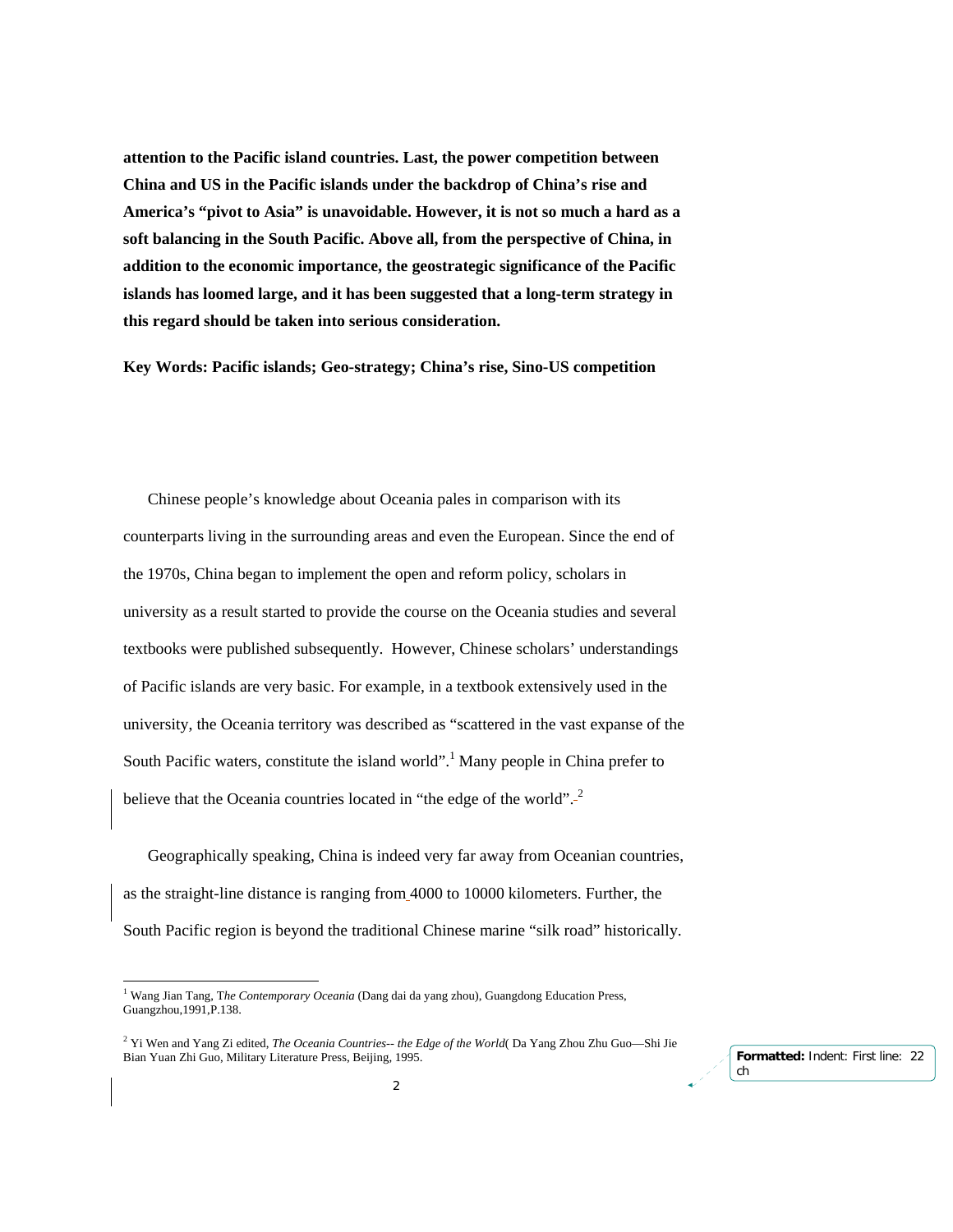**attention to the Pacific island countries. Last, the power competition between China and US in the Pacific islands under the backdrop of China's rise and America's "pivot to Asia" is unavoidable. However, it is not so much a hard as a soft balancing in the South Pacific. Above all, from the perspective of China, in addition to the economic importance, the geostrategic significance of the Pacific islands has loomed large, and it has been suggested that a long-term strategy in this regard should be taken into serious consideration.**

**Key Words: Pacific islands; Geo-strategy; China's rise, Sino-US competition**

Chinese people's knowledge about Oceania pales in comparison with its counterparts living in the surrounding areas and even the European. Since the end of the 1970s, China began to implement the open and reform policy, scholars in university as a result started to provide the course on the Oceania studies and several textbooks were published subsequently. However, Chinese scholars' understandings of Pacific islands are very basic. For example, in a textbook extensively used in the university, the Oceania territory was described as "scattered in the vast expanse of the South Pacific waters, constitute the island world".[1] Many people in China prefer to believe that the Oceania countries located in "the edge of the world".[2]

Geographically speaking, China is indeed very far away from Oceanian countries, as the straight-line distance is ranging from 4000 to 10000 kilometers. Further, the South Pacific region is beyond the traditional Chinese marine "silk road" historically.

---

[1] Wang Jian Tang, T*he Contemporary Oceania* (Dang dai da yang zhou), Guangdong Education Press, Guangzhou,1991,P.138.

[2] Yi Wen and Yang Zi edited, *The Oceania Countries-- the Edge of the World*( Da Yang Zhou Zhu Guo—Shi Jie Bian Yuan Zhi Guo, Military Literature Press, Beijing, 1995.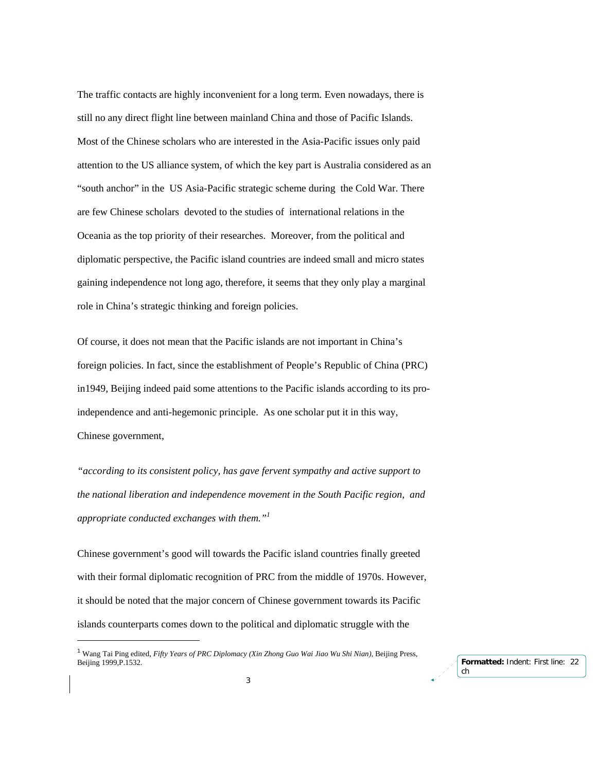The traffic contacts are highly inconvenient for a long term. Even nowadays, there is still no any direct flight line between mainland China and those of Pacific Islands. Most of the Chinese scholars who are interested in the Asia-Pacific issues only paid attention to the US alliance system, of which the key part is Australia considered as an "south anchor" in the US Asia-Pacific strategic scheme during the Cold War. There are few Chinese scholars devoted to the studies of international relations in the Oceania as the top priority of their researches. Moreover, from the political and diplomatic perspective, the Pacific island countries are indeed small and micro states gaining independence not long ago, therefore, it seems that they only play a marginal role in China's strategic thinking and foreign policies.

Of course, it does not mean that the Pacific islands are not important in China's foreign policies. In fact, since the establishment of People's Republic of China (PRC) in1949, Beijing indeed paid some attentions to the Pacific islands according to its pro-independence and anti-hegemonic principle. As one scholar put it in this way, Chinese government,

*"according to its consistent policy, has gave fervent sympathy and active support to the national liberation and independence movement in the South Pacific region, and appropriate conducted exchanges with them."*[1]

Chinese government's good will towards the Pacific island countries finally greeted with their formal diplomatic recognition of PRC from the middle of 1970s. However, it should be noted that the major concern of Chinese government towards its Pacific islands counterparts comes down to the political and diplomatic struggle with the

---

[1] Wang Tai Ping edited, *Fifty Years of PRC Diplomacy (Xin Zhong Guo Wai Jiao Wu Shi Nian)*, Beijing Press, Beijing 1999,P.1532.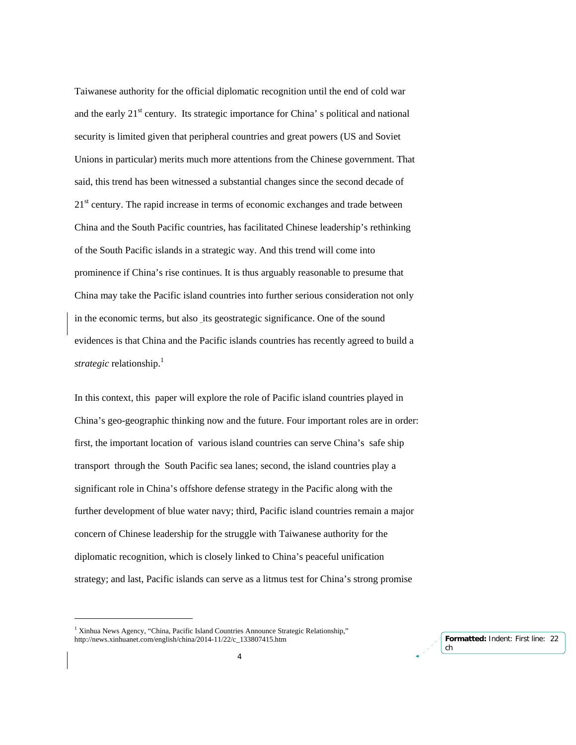Taiwanese authority for the official diplomatic recognition until the end of cold war and the early 21st century. Its strategic importance for China' s political and national security is limited given that peripheral countries and great powers (US and Soviet Unions in particular) merits much more attentions from the Chinese government. That said, this trend has been witnessed a substantial changes since the second decade of 21st century. The rapid increase in terms of economic exchanges and trade between China and the South Pacific countries, has facilitated Chinese leadership's rethinking of the South Pacific islands in a strategic way. And this trend will come into prominence if China's rise continues. It is thus arguably reasonable to presume that China may take the Pacific island countries into further serious consideration not only in the economic terms, but also its geostrategic significance. One of the sound evidences is that China and the Pacific islands countries has recently agreed to build a *strategic* relationship.[1]

In this context, this paper will explore the role of Pacific island countries played in China's geo-geographic thinking now and the future. Four important roles are in order: first, the important location of various island countries can serve China's safe ship transport through the South Pacific sea lanes; second, the island countries play a significant role in China's offshore defense strategy in the Pacific along with the further development of blue water navy; third, Pacific island countries remain a major concern of Chinese leadership for the struggle with Taiwanese authority for the diplomatic recognition, which is closely linked to China's peaceful unification strategy; and last, Pacific islands can serve as a litmus test for China's strong promise

---

[1] Xinhua News Agency, "China, Pacific Island Countries Announce Strategic Relationship," http://news.xinhuanet.com/english/china/2014-11/22/c_133807415.htm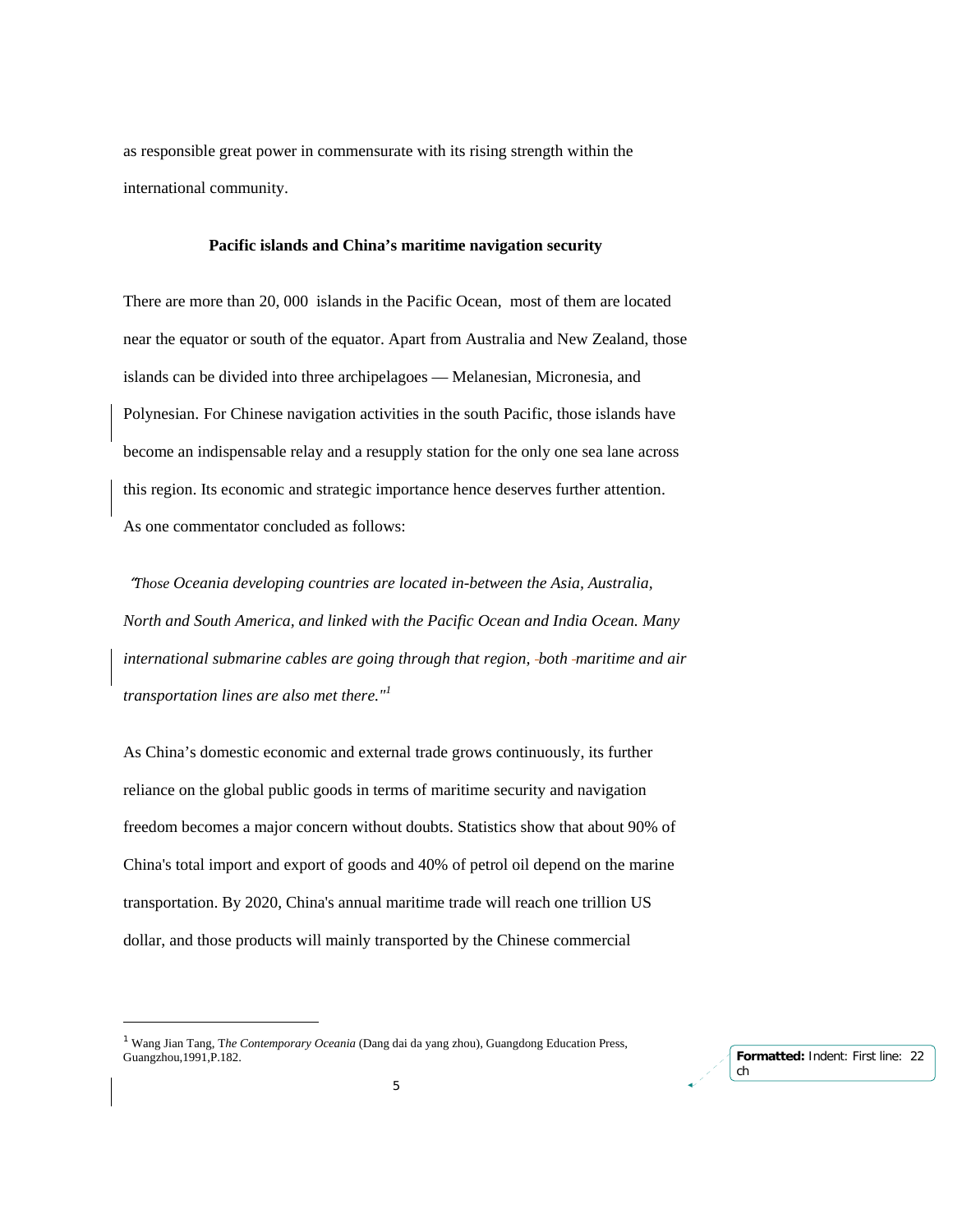as responsible great power in commensurate with its rising strength within the international community.

**Pacific islands and China's maritime navigation security**

There are more than 20, 000 islands in the Pacific Ocean, most of them are located near the equator or south of the equator. Apart from Australia and New Zealand, those islands can be divided into three archipelagoes — Melanesian, Micronesia, and Polynesian. For Chinese navigation activities in the south Pacific, those islands have become an indispensable relay and a resupply station for the only one sea lane across this region. Its economic and strategic importance hence deserves further attention. As one commentator concluded as follows:

*"Those Oceania developing countries are located in-between the Asia, Australia, North and South America, and linked with the Pacific Ocean and India Ocean. Many international submarine cables are going through that region, both maritime and air transportation lines are also met there."*[1]

As China's domestic economic and external trade grows continuously, its further reliance on the global public goods in terms of maritime security and navigation freedom becomes a major concern without doubts. Statistics show that about 90% of China's total import and export of goods and 40% of petrol oil depend on the marine transportation. By 2020, China's annual maritime trade will reach one trillion US dollar, and those products will mainly transported by the Chinese commercial

---

[1] Wang Jian Tang, T*he Contemporary Oceania* (Dang dai da yang zhou), Guangdong Education Press, Guangzhou,1991,P.182.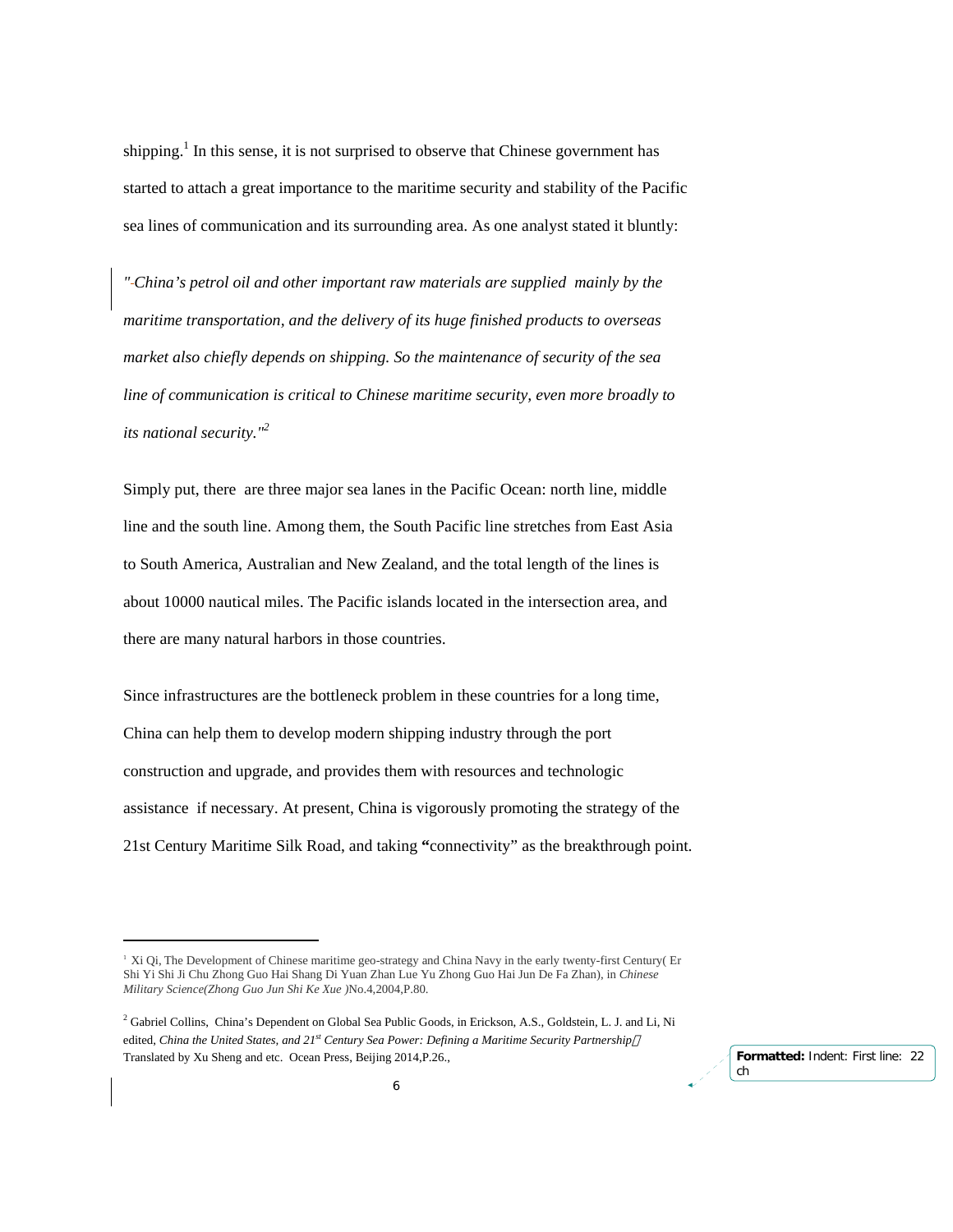shipping.[1] In this sense, it is not surprised to observe that Chinese government has started to attach a great importance to the maritime security and stability of the Pacific sea lines of communication and its surrounding area. As one analyst stated it bluntly:

> "*China's petrol oil and other important raw materials are supplied mainly by the maritime transportation, and the delivery of its huge finished products to overseas market also chiefly depends on shipping. So the maintenance of security of the sea line of communication is critical to Chinese maritime security, even more broadly to its national security.*"[2]

Simply put, there are three major sea lanes in the Pacific Ocean: north line, middle line and the south line. Among them, the South Pacific line stretches from East Asia to South America, Australian and New Zealand, and the total length of the lines is about 10000 nautical miles. The Pacific islands located in the intersection area, and there are many natural harbors in those countries.

Since infrastructures are the bottleneck problem in these countries for a long time, China can help them to develop modern shipping industry through the port construction and upgrade, and provides them with resources and technologic assistance if necessary. At present, China is vigorously promoting the strategy of the 21st Century Maritime Silk Road, and taking "connectivity" as the breakthrough point.

---

[1] Xi Qi, The Development of Chinese maritime geo-strategy and China Navy in the early twenty-first Century( Er Shi Yi Shi Ji Chu Zhong Guo Hai Shang Di Yuan Zhan Lue Yu Zhong Guo Hai Jun De Fa Zhan), in *Chinese Military Science(Zhong Guo Jun Shi Ke Xue )*No.4,2004,P.80.

[2] Gabriel Collins, China's Dependent on Global Sea Public Goods, in Erickson, A.S., Goldstein, L. J. and Li, Ni edited, *China the United States, and 21st Century Sea Power: Defining a Maritime Security Partnership*, Translated by Xu Sheng and etc. Ocean Press, Beijing 2014,P.26.,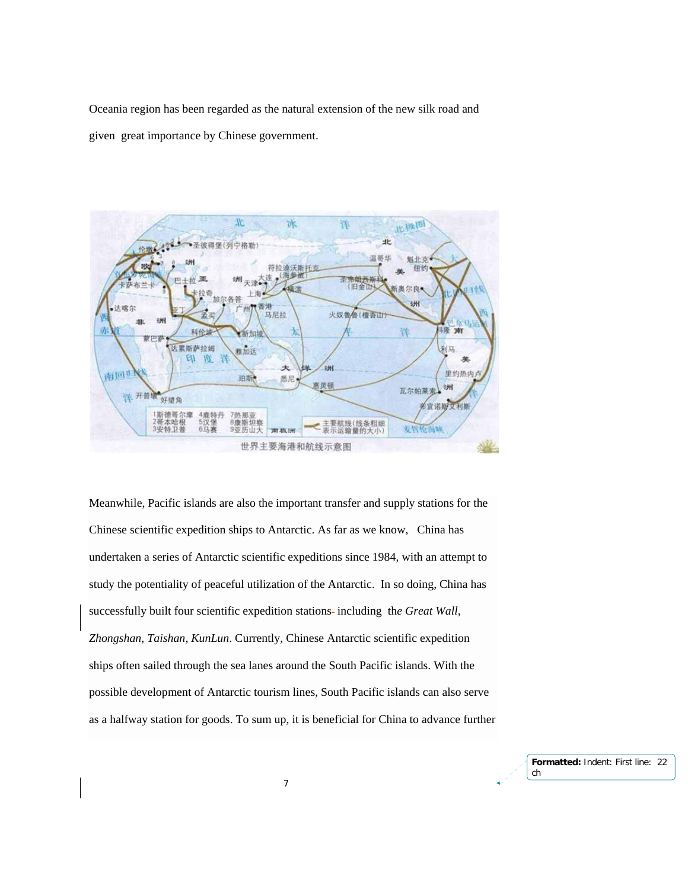Oceania region has been regarded as the natural extension of the new silk road and given great importance by Chinese government.

Meanwhile, Pacific islands are also the important transfer and supply stations for the Chinese scientific expedition ships to Antarctic. As far as we know, China has undertaken a series of Antarctic scientific expeditions since 1984, with an attempt to study the potentiality of peaceful utilization of the Antarctic. In so doing, China has successfully built four scientific expedition stations including the *Great Wall, Zhongshan, Taishan, KunLun*. Currently, Chinese Antarctic scientific expedition ships often sailed through the sea lanes around the South Pacific islands. With the possible development of Antarctic tourism lines, South Pacific islands can also serve as a halfway station for goods. To sum up, it is beneficial for China to advance further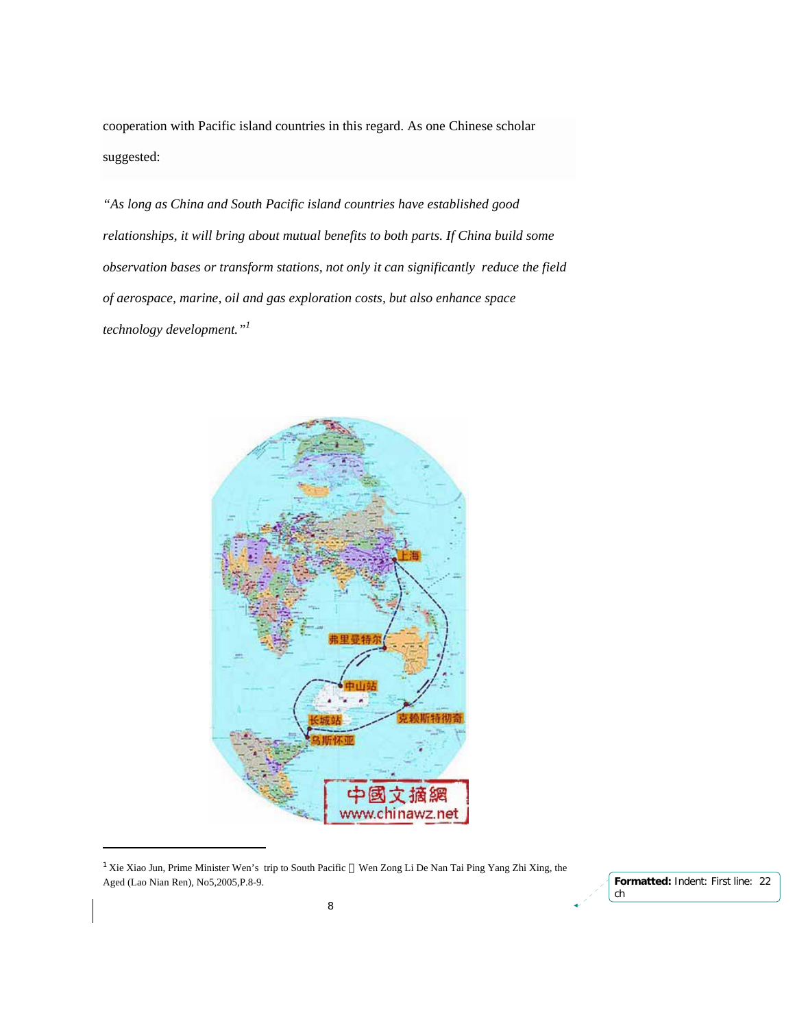cooperation with Pacific island countries in this regard. As one Chinese scholar suggested:

*"As long as China and South Pacific island countries have established good relationships, it will bring about mutual benefits to both parts. If China build some observation bases or transform stations, not only it can significantly reduce the field of aerospace, marine, oil and gas exploration costs, but also enhance space technology development."*[1]

---

[1] Xie Xiao Jun, Prime Minister Wen's trip to South Pacific Wen Zong Li De Nan Tai Ping Yang Zhi Xing, the Aged (Lao Nian Ren), No5,2005,P.8-9.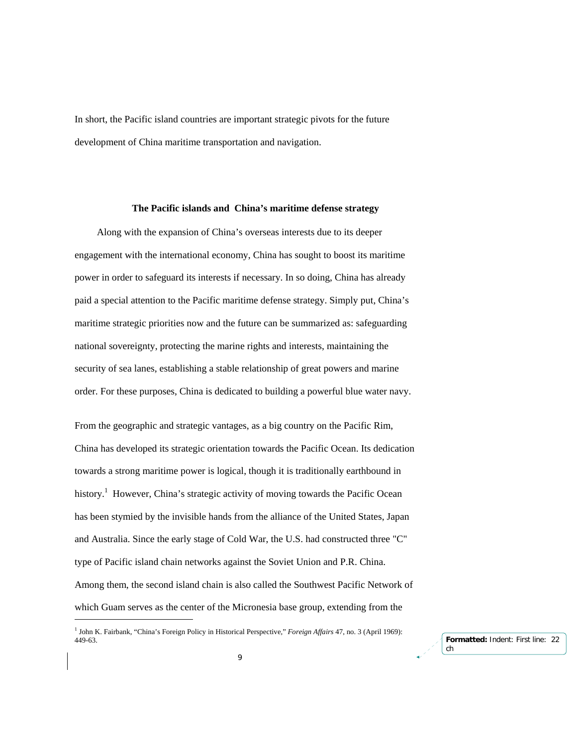In short, the Pacific island countries are important strategic pivots for the future development of China maritime transportation and navigation.

### The Pacific islands and China's maritime defense strategy

Along with the expansion of China's overseas interests due to its deeper engagement with the international economy, China has sought to boost its maritime power in order to safeguard its interests if necessary. In so doing, China has already paid a special attention to the Pacific maritime defense strategy. Simply put, China's maritime strategic priorities now and the future can be summarized as: safeguarding national sovereignty, protecting the marine rights and interests, maintaining the security of sea lanes, establishing a stable relationship of great powers and marine order. For these purposes, China is dedicated to building a powerful blue water navy.

From the geographic and strategic vantages, as a big country on the Pacific Rim, China has developed its strategic orientation towards the Pacific Ocean. Its dedication towards a strong maritime power is logical, though it is traditionally earthbound in history.[1] However, China's strategic activity of moving towards the Pacific Ocean has been stymied by the invisible hands from the alliance of the United States, Japan and Australia. Since the early stage of Cold War, the U.S. had constructed three "C" type of Pacific island chain networks against the Soviet Union and P.R. China. Among them, the second island chain is also called the Southwest Pacific Network of which Guam serves as the center of the Micronesia base group, extending from the

---

[1] John K. Fairbank, "China's Foreign Policy in Historical Perspective," *Foreign Affairs* 47, no. 3 (April 1969): 449-63.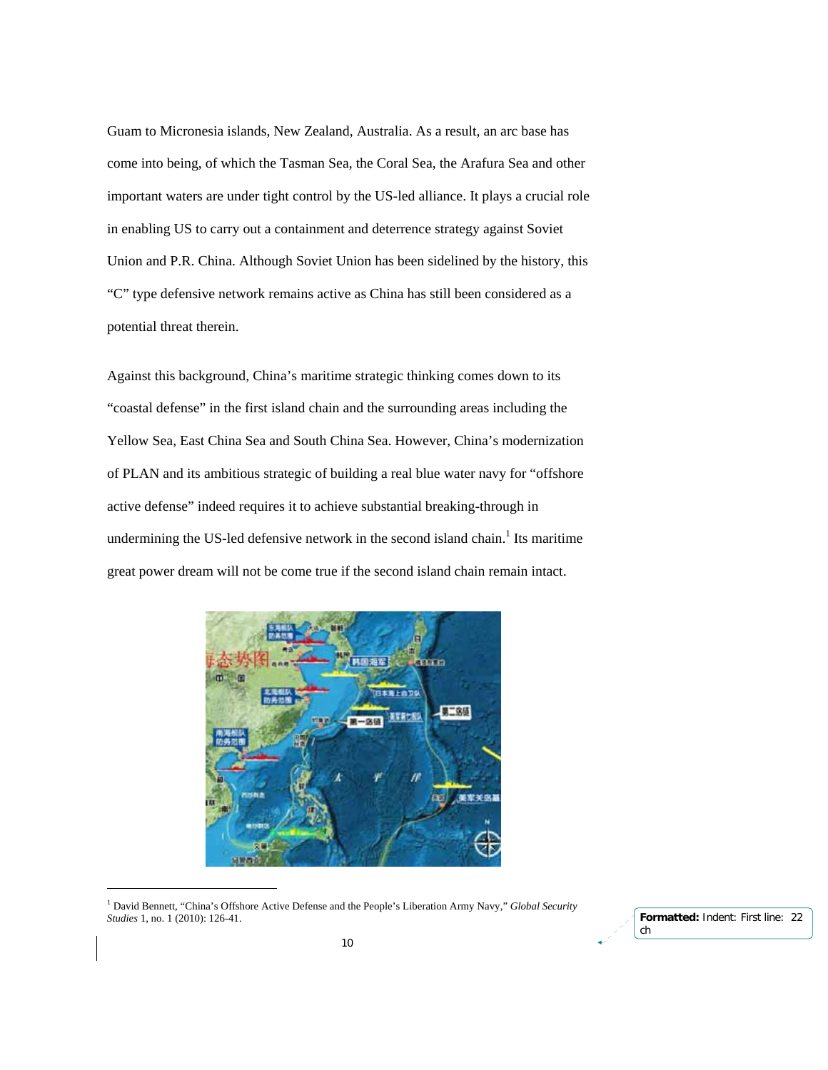Guam to Micronesia islands, New Zealand, Australia. As a result, an arc base has come into being, of which the Tasman Sea, the Coral Sea, the Arafura Sea and other important waters are under tight control by the US-led alliance. It plays a crucial role in enabling US to carry out a containment and deterrence strategy against Soviet Union and P.R. China. Although Soviet Union has been sidelined by the history, this "C" type defensive network remains active as China has still been considered as a potential threat therein.

Against this background, China's maritime strategic thinking comes down to its "coastal defense" in the first island chain and the surrounding areas including the Yellow Sea, East China Sea and South China Sea. However, China's modernization of PLAN and its ambitious strategic of building a real blue water navy for "offshore active defense" indeed requires it to achieve substantial breaking-through in undermining the US-led defensive network in the second island chain.[1] Its maritime great power dream will not be come true if the second island chain remain intact.

[1] David Bennett, "China's Offshore Active Defense and the People's Liberation Army Navy," *Global Security Studies* 1, no. 1 (2010): 126-41.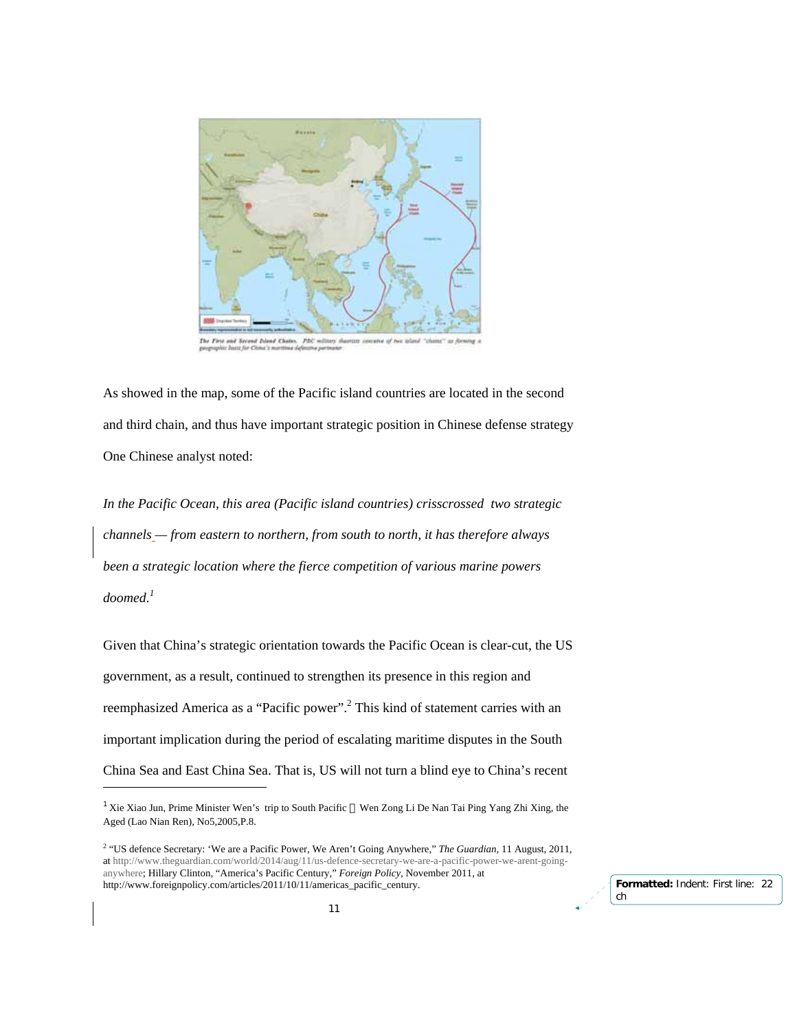The First and Second Island Chains. PRC military theorists conceive of two island "chains" as forming a geographic basis for China's maritime defensive perimeter.

As showed in the map, some of the Pacific island countries are located in the second and third chain, and thus have important strategic position in Chinese defense strategy One Chinese analyst noted:

*In the Pacific Ocean, this area (Pacific island countries) crisscrossed two strategic channels — from eastern to northern, from south to north, it has therefore always been a strategic location where the fierce competition of various marine powers doomed.*[1]

Given that China's strategic orientation towards the Pacific Ocean is clear-cut, the US government, as a result, continued to strengthen its presence in this region and reemphasized America as a "Pacific power".[2] This kind of statement carries with an important implication during the period of escalating maritime disputes in the South China Sea and East China Sea. That is, US will not turn a blind eye to China's recent

---

[1] Xie Xiao Jun, Prime Minister Wen's trip to South Pacific，Wen Zong Li De Nan Tai Ping Yang Zhi Xing, the Aged (Lao Nian Ren), No5,2005,P.8.

[2] "US defence Secretary: 'We are a Pacific Power, We Aren't Going Anywhere," *The Guardian*, 11 August, 2011, at http://www.theguardian.com/world/2014/aug/11/us-defence-secretary-we-are-a-pacific-power-we-arent-going-anywhere; Hillary Clinton, "America's Pacific Century," *Foreign Policy*, November 2011, at http://www.foreignpolicy.com/articles/2011/10/11/americas_pacific_century.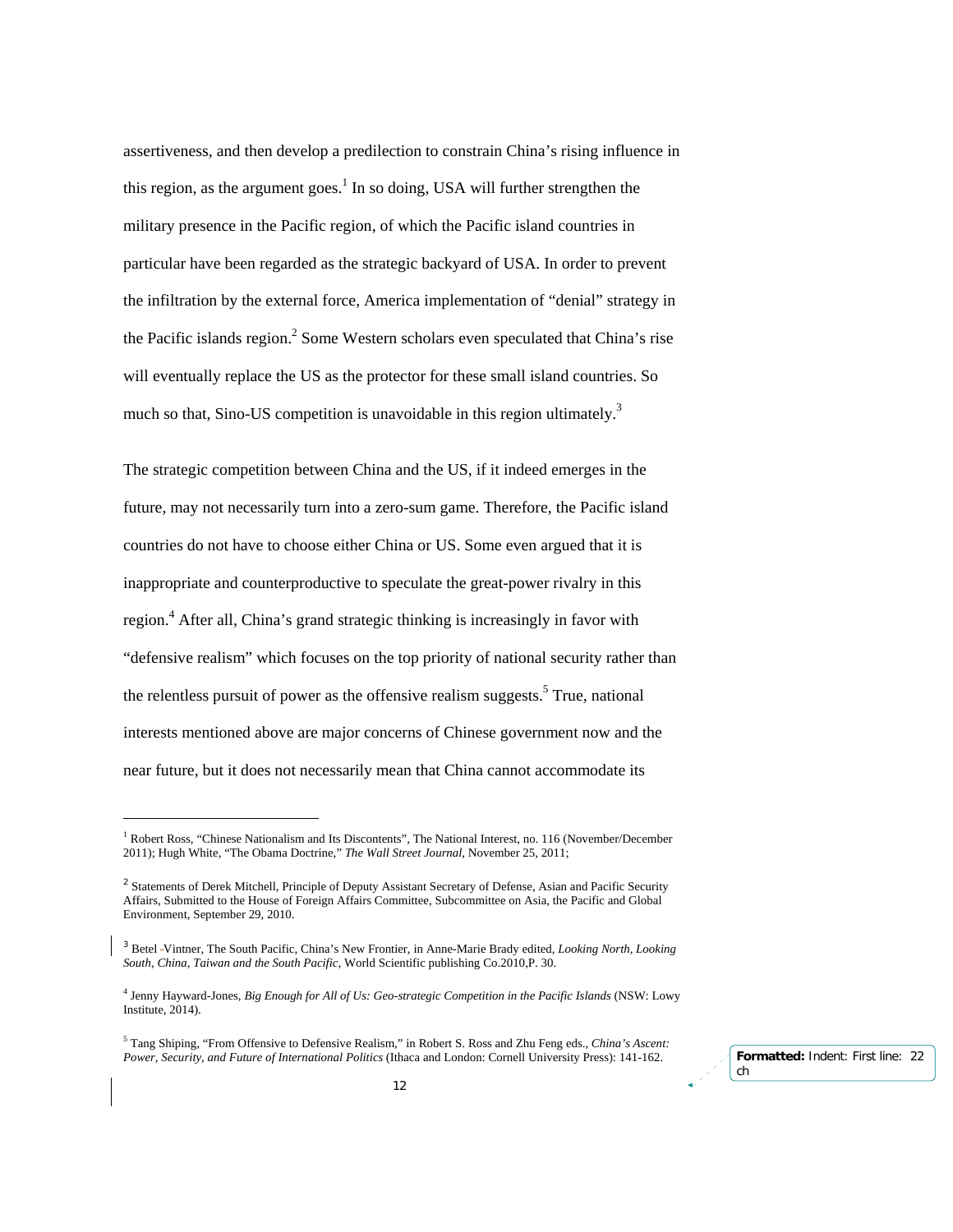assertiveness, and then develop a predilection to constrain China's rising influence in this region, as the argument goes.[1] In so doing, USA will further strengthen the military presence in the Pacific region, of which the Pacific island countries in particular have been regarded as the strategic backyard of USA. In order to prevent the infiltration by the external force, America implementation of "denial" strategy in the Pacific islands region.[2] Some Western scholars even speculated that China's rise will eventually replace the US as the protector for these small island countries. So much so that, Sino-US competition is unavoidable in this region ultimately.[3]

The strategic competition between China and the US, if it indeed emerges in the future, may not necessarily turn into a zero-sum game. Therefore, the Pacific island countries do not have to choose either China or US. Some even argued that it is inappropriate and counterproductive to speculate the great-power rivalry in this region.[4] After all, China's grand strategic thinking is increasingly in favor with "defensive realism" which focuses on the top priority of national security rather than the relentless pursuit of power as the offensive realism suggests.[5] True, national interests mentioned above are major concerns of Chinese government now and the near future, but it does not necessarily mean that China cannot accommodate its

---

[1] Robert Ross, "Chinese Nationalism and Its Discontents", The National Interest, no. 116 (November/December 2011); Hugh White, "The Obama Doctrine," *The Wall Street Journal*, November 25, 2011;

[2] Statements of Derek Mitchell, Principle of Deputy Assistant Secretary of Defense, Asian and Pacific Security Affairs, Submitted to the House of Foreign Affairs Committee, Subcommittee on Asia, the Pacific and Global Environment, September 29, 2010.

[3] Betel Vintner, The South Pacific, China's New Frontier, in Anne-Marie Brady edited, *Looking North, Looking South, China, Taiwan and the South Pacific*, World Scientific publishing Co.2010,P. 30.

[4] Jenny Hayward-Jones, *Big Enough for All of Us: Geo-strategic Competition in the Pacific Islands* (NSW: Lowy Institute, 2014).

[5] Tang Shiping, "From Offensive to Defensive Realism," in Robert S. Ross and Zhu Feng eds., *China's Ascent: Power, Security, and Future of International Politics* (Ithaca and London: Cornell University Press): 141-162.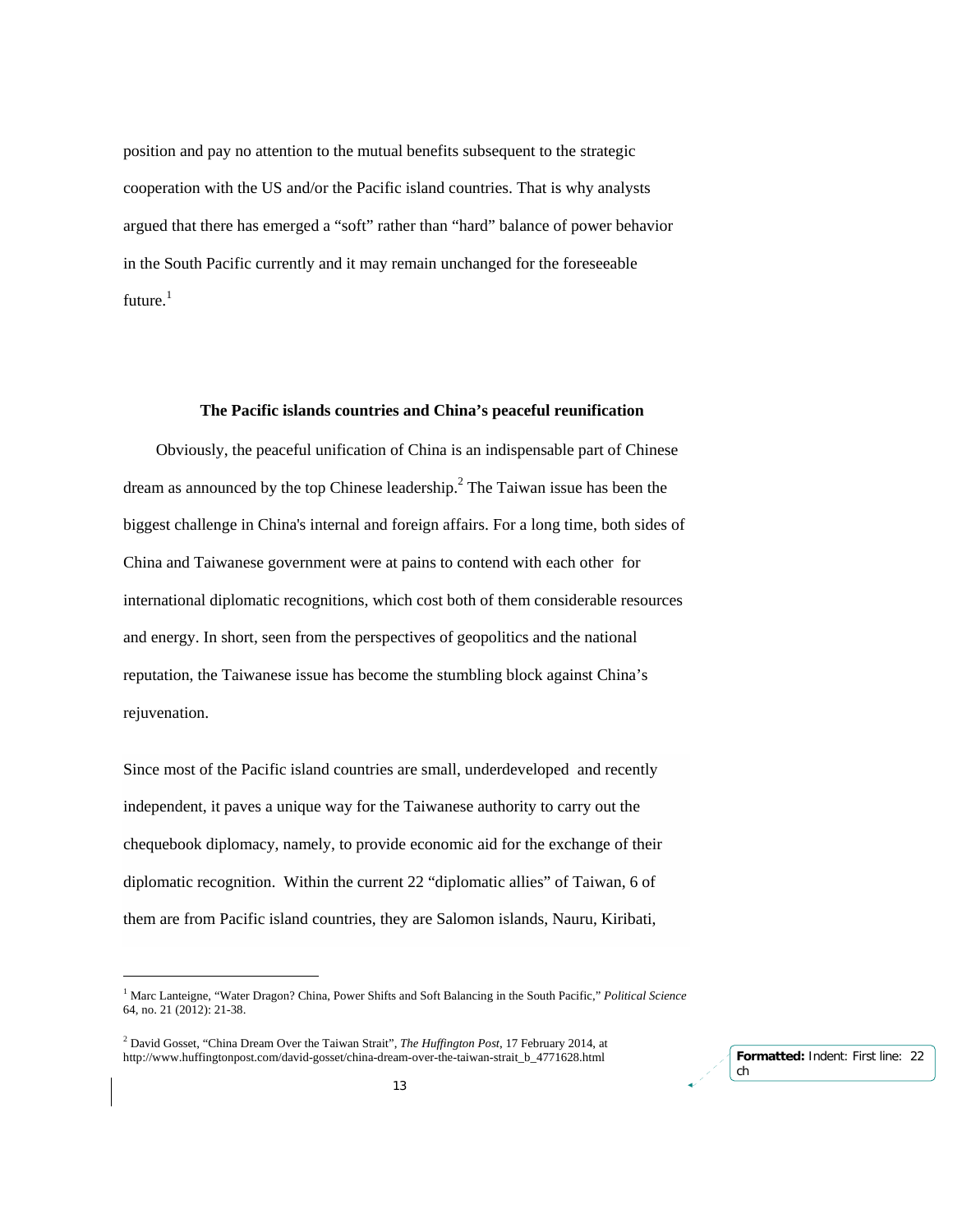position and pay no attention to the mutual benefits subsequent to the strategic cooperation with the US and/or the Pacific island countries. That is why analysts argued that there has emerged a "soft" rather than "hard" balance of power behavior in the South Pacific currently and it may remain unchanged for the foreseeable future.[1]

**The Pacific islands countries and China's peaceful reunification**

Obviously, the peaceful unification of China is an indispensable part of Chinese dream as announced by the top Chinese leadership.[2] The Taiwan issue has been the biggest challenge in China's internal and foreign affairs. For a long time, both sides of China and Taiwanese government were at pains to contend with each other for international diplomatic recognitions, which cost both of them considerable resources and energy. In short, seen from the perspectives of geopolitics and the national reputation, the Taiwanese issue has become the stumbling block against China's rejuvenation.

Since most of the Pacific island countries are small, underdeveloped and recently independent, it paves a unique way for the Taiwanese authority to carry out the chequebook diplomacy, namely, to provide economic aid for the exchange of their diplomatic recognition. Within the current 22 "diplomatic allies" of Taiwan, 6 of them are from Pacific island countries, they are Salomon islands, Nauru, Kiribati,

---

[1] Marc Lanteigne, "Water Dragon? China, Power Shifts and Soft Balancing in the South Pacific," *Political Science* 64, no. 21 (2012): 21-38.

[2] David Gosset, "China Dream Over the Taiwan Strait", *The Huffington Post*, 17 February 2014, at http://www.huffingtonpost.com/david-gosset/china-dream-over-the-taiwan-strait_b_4771628.html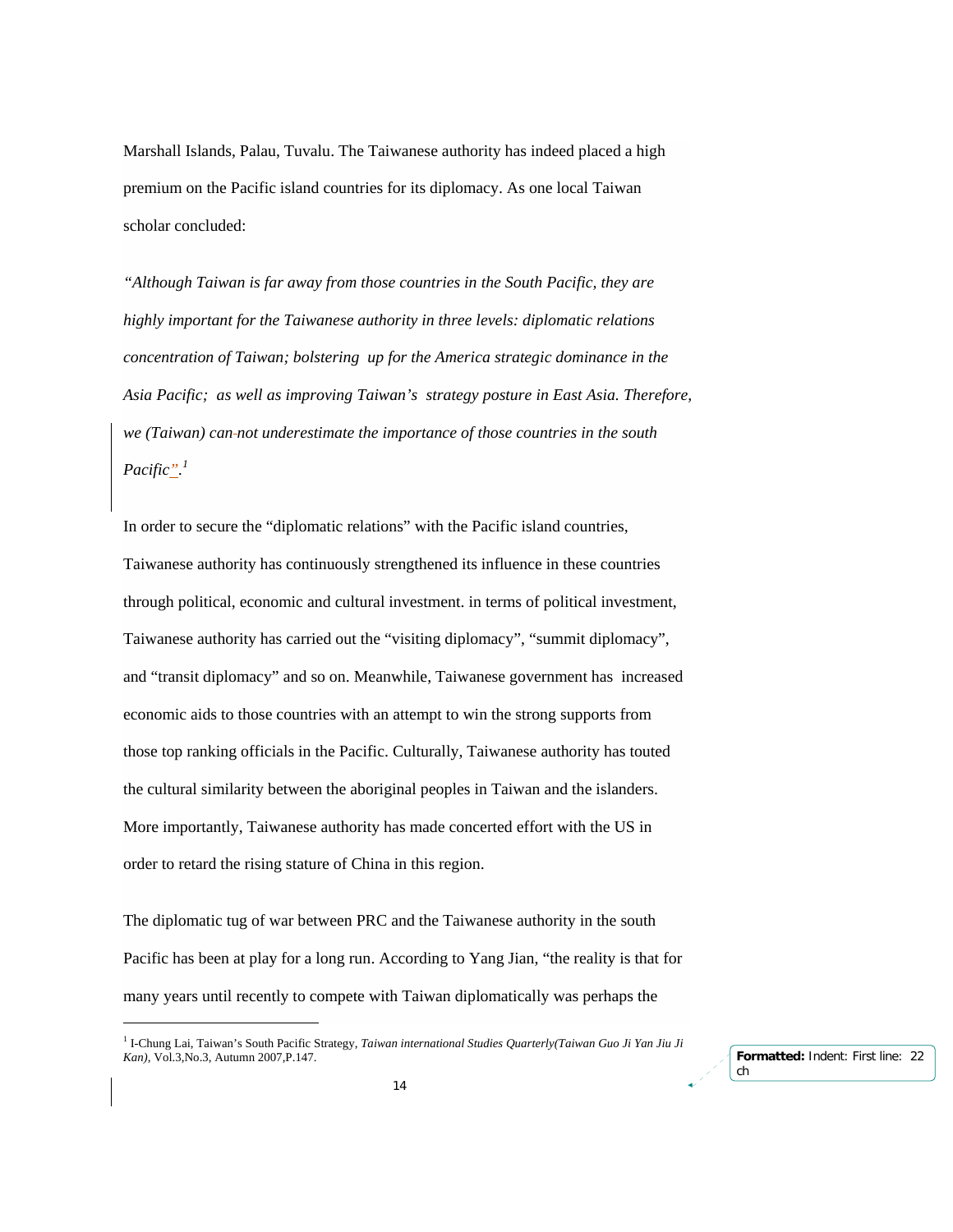Marshall Islands, Palau, Tuvalu. The Taiwanese authority has indeed placed a high premium on the Pacific island countries for its diplomacy. As one local Taiwan scholar concluded:

*"Although Taiwan is far away from those countries in the South Pacific, they are highly important for the Taiwanese authority in three levels: diplomatic relations concentration of Taiwan; bolstering up for the America strategic dominance in the Asia Pacific; as well as improving Taiwan's strategy posture in East Asia. Therefore, we (Taiwan) can not underestimate the importance of those countries in the south Pacific".*[1]

In order to secure the "diplomatic relations" with the Pacific island countries, Taiwanese authority has continuously strengthened its influence in these countries through political, economic and cultural investment. in terms of political investment, Taiwanese authority has carried out the "visiting diplomacy", "summit diplomacy", and "transit diplomacy" and so on. Meanwhile, Taiwanese government has increased economic aids to those countries with an attempt to win the strong supports from those top ranking officials in the Pacific. Culturally, Taiwanese authority has touted the cultural similarity between the aboriginal peoples in Taiwan and the islanders. More importantly, Taiwanese authority has made concerted effort with the US in order to retard the rising stature of China in this region.

The diplomatic tug of war between PRC and the Taiwanese authority in the south Pacific has been at play for a long run. According to Yang Jian, "the reality is that for many years until recently to compete with Taiwan diplomatically was perhaps the

---

[1] I-Chung Lai, Taiwan's South Pacific Strategy, *Taiwan international Studies Quarterly(Taiwan Guo Ji Yan Jiu Ji Kan)*, Vol.3,No.3, Autumn 2007,P.147.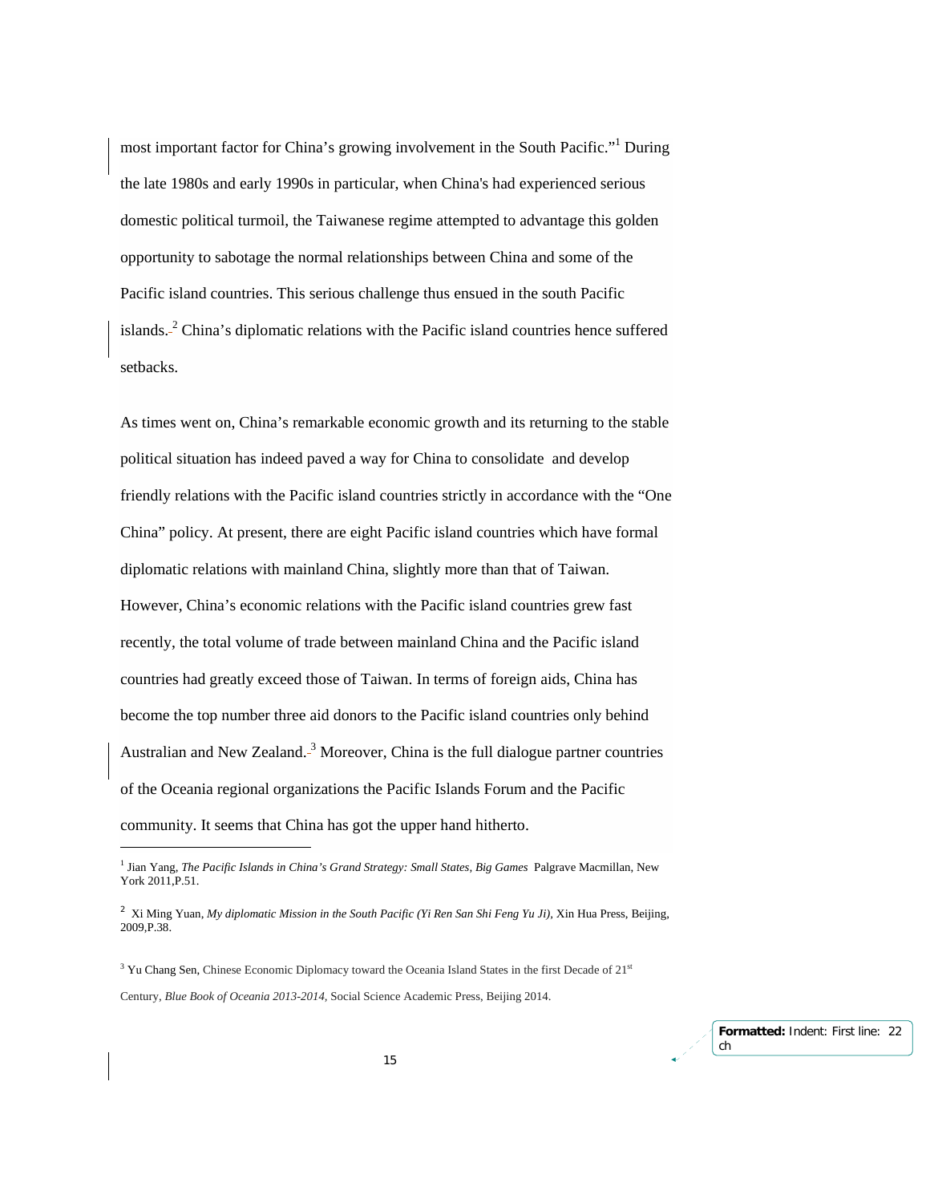most important factor for China's growing involvement in the South Pacific."[1] During the late 1980s and early 1990s in particular, when China's had experienced serious domestic political turmoil, the Taiwanese regime attempted to advantage this golden opportunity to sabotage the normal relationships between China and some of the Pacific island countries. This serious challenge thus ensued in the south Pacific islands.[2] China's diplomatic relations with the Pacific island countries hence suffered setbacks.

As times went on, China's remarkable economic growth and its returning to the stable political situation has indeed paved a way for China to consolidate and develop friendly relations with the Pacific island countries strictly in accordance with the "One China" policy. At present, there are eight Pacific island countries which have formal diplomatic relations with mainland China, slightly more than that of Taiwan. However, China's economic relations with the Pacific island countries grew fast recently, the total volume of trade between mainland China and the Pacific island countries had greatly exceed those of Taiwan. In terms of foreign aids, China has become the top number three aid donors to the Pacific island countries only behind Australian and New Zealand.[3] Moreover, China is the full dialogue partner countries of the Oceania regional organizations the Pacific Islands Forum and the Pacific community. It seems that China has got the upper hand hitherto.

---

[1] Jian Yang, *The Pacific Islands in China's Grand Strategy: Small States, Big Games* Palgrave Macmillan, New York 2011,P.51.

[2] Xi Ming Yuan, *My diplomatic Mission in the South Pacific (Yi Ren San Shi Feng Yu Ji)*, Xin Hua Press, Beijing, 2009,P.38.

[3] Yu Chang Sen, Chinese Economic Diplomacy toward the Oceania Island States in the first Decade of 21st Century, *Blue Book of Oceania 2013-2014*, Social Science Academic Press, Beijing 2014.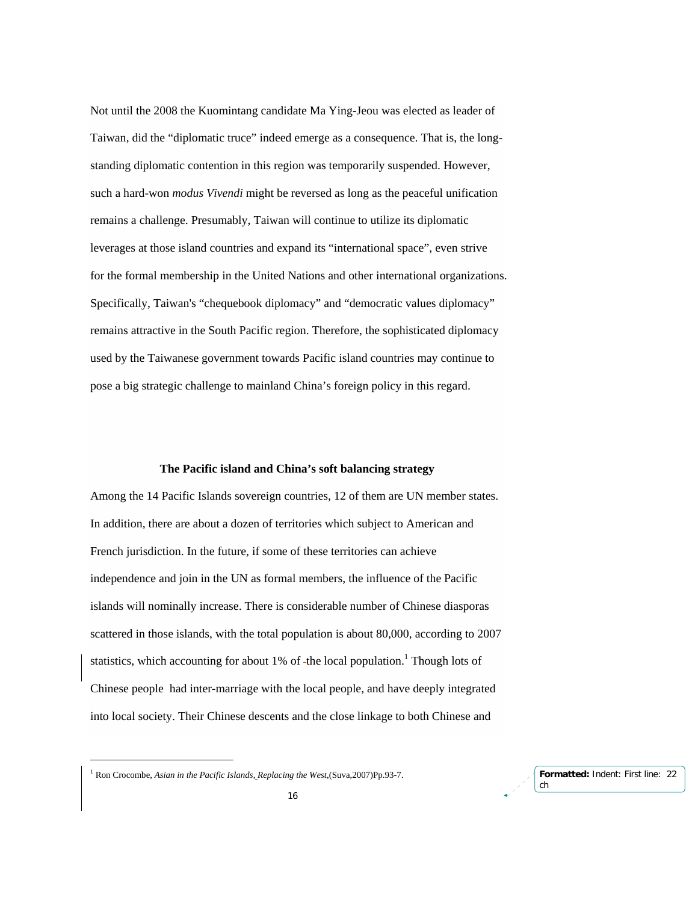Not until the 2008 the Kuomintang candidate Ma Ying-Jeou was elected as leader of Taiwan, did the "diplomatic truce" indeed emerge as a consequence. That is, the long-standing diplomatic contention in this region was temporarily suspended. However, such a hard-won *modus Vivendi* might be reversed as long as the peaceful unification remains a challenge. Presumably, Taiwan will continue to utilize its diplomatic leverages at those island countries and expand its "international space", even strive for the formal membership in the United Nations and other international organizations. Specifically, Taiwan's "chequebook diplomacy" and "democratic values diplomacy" remains attractive in the South Pacific region. Therefore, the sophisticated diplomacy used by the Taiwanese government towards Pacific island countries may continue to pose a big strategic challenge to mainland China's foreign policy in this regard.

**The Pacific island and China's soft balancing strategy**

Among the 14 Pacific Islands sovereign countries, 12 of them are UN member states. In addition, there are about a dozen of territories which subject to American and French jurisdiction. In the future, if some of these territories can achieve independence and join in the UN as formal members, the influence of the Pacific islands will nominally increase. There is considerable number of Chinese diasporas scattered in those islands, with the total population is about 80,000, according to 2007 statistics, which accounting for about 1% of the local population.[1] Though lots of Chinese people had inter-marriage with the local people, and have deeply integrated into local society. Their Chinese descents and the close linkage to both Chinese and

---

[1] Ron Crocombe, *Asian in the Pacific Islands, Replacing the West*,(Suva,2007)Pp.93-7.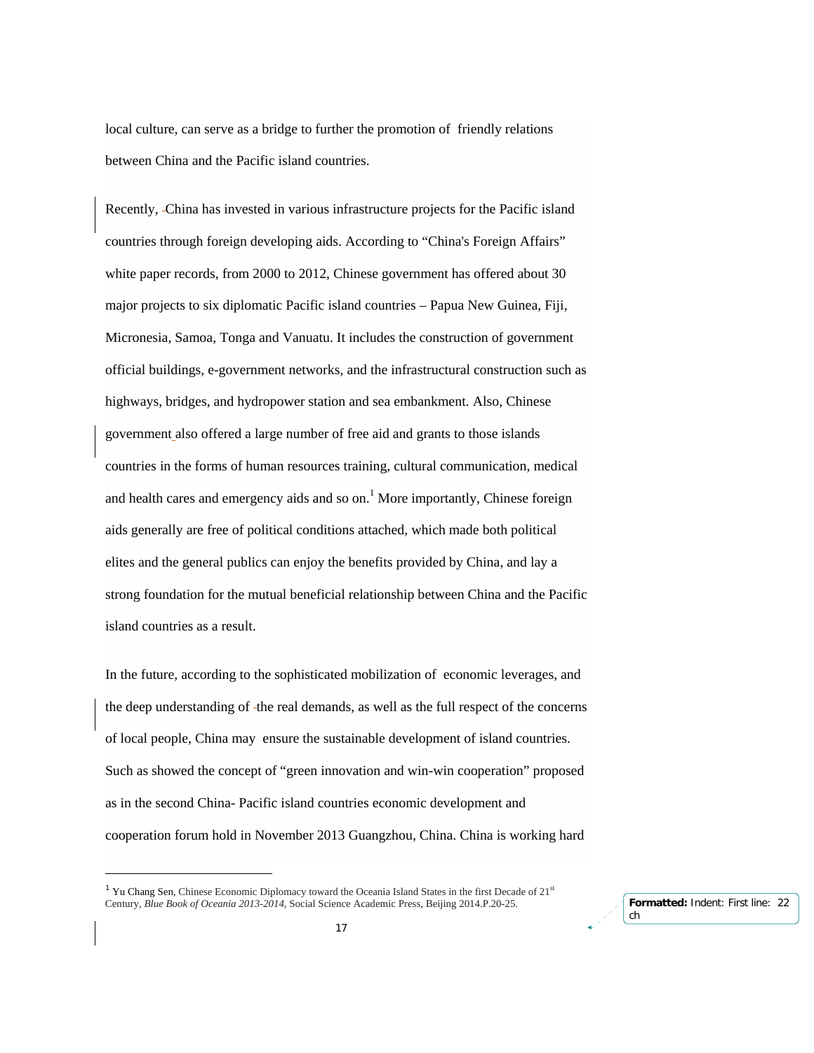local culture, can serve as a bridge to further the promotion of friendly relations between China and the Pacific island countries.

Recently, China has invested in various infrastructure projects for the Pacific island countries through foreign developing aids. According to "China's Foreign Affairs" white paper records, from 2000 to 2012, Chinese government has offered about 30 major projects to six diplomatic Pacific island countries – Papua New Guinea, Fiji, Micronesia, Samoa, Tonga and Vanuatu. It includes the construction of government official buildings, e-government networks, and the infrastructural construction such as highways, bridges, and hydropower station and sea embankment. Also, Chinese government also offered a large number of free aid and grants to those islands countries in the forms of human resources training, cultural communication, medical and health cares and emergency aids and so on.[1] More importantly, Chinese foreign aids generally are free of political conditions attached, which made both political elites and the general publics can enjoy the benefits provided by China, and lay a strong foundation for the mutual beneficial relationship between China and the Pacific island countries as a result.

In the future, according to the sophisticated mobilization of economic leverages, and the deep understanding of the real demands, as well as the full respect of the concerns of local people, China may ensure the sustainable development of island countries. Such as showed the concept of "green innovation and win-win cooperation" proposed as in the second China- Pacific island countries economic development and cooperation forum hold in November 2013 Guangzhou, China. China is working hard

---

[1] Yu Chang Sen, Chinese Economic Diplomacy toward the Oceania Island States in the first Decade of 21st Century, *Blue Book of Oceania 2013-2014*, Social Science Academic Press, Beijing 2014.P.20-25.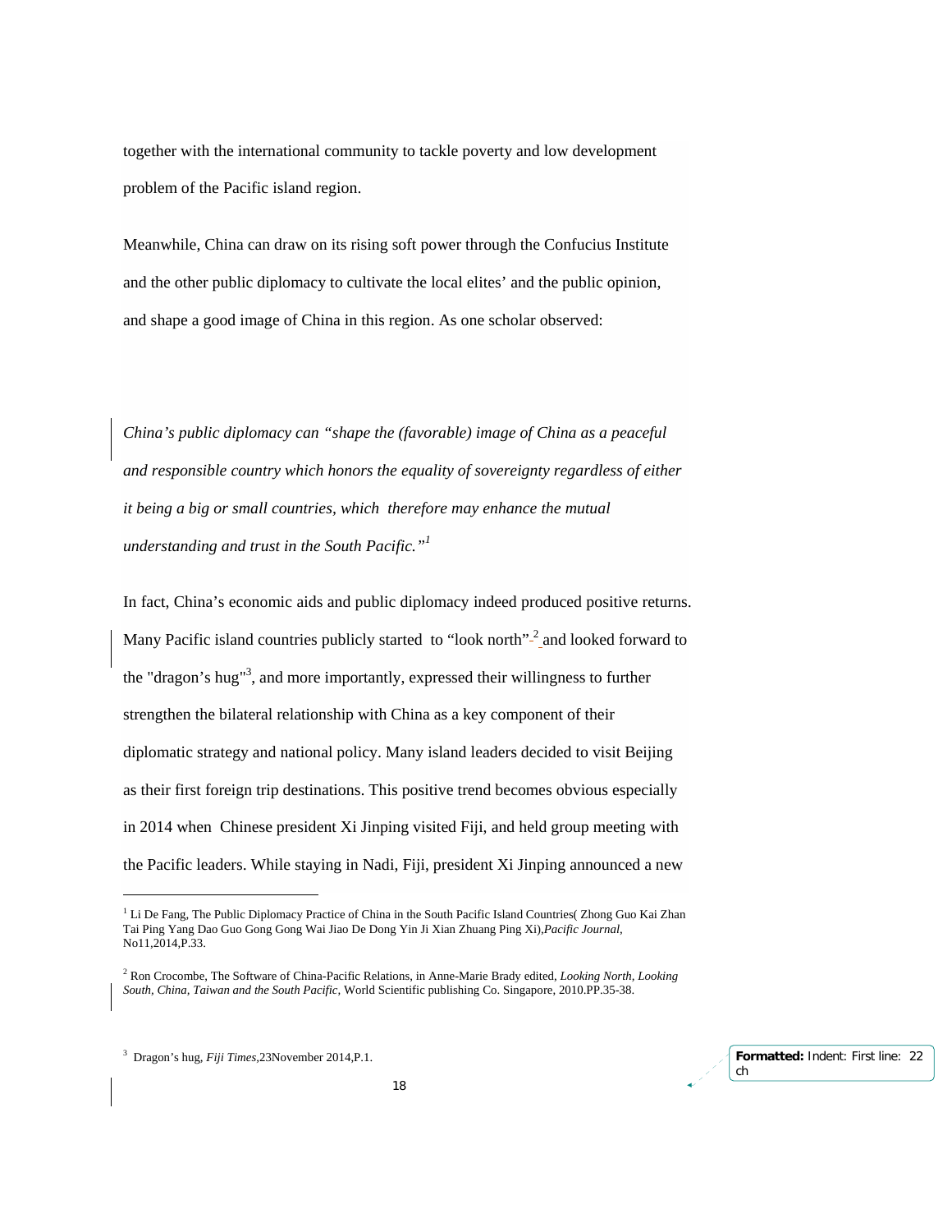together with the international community to tackle poverty and low development problem of the Pacific island region.

Meanwhile, China can draw on its rising soft power through the Confucius Institute and the other public diplomacy to cultivate the local elites' and the public opinion, and shape a good image of China in this region. As one scholar observed:

*China's public diplomacy can "shape the (favorable) image of China as a peaceful and responsible country which honors the equality of sovereignty regardless of either it being a big or small countries, which therefore may enhance the mutual understanding and trust in the South Pacific."*[1]

In fact, China's economic aids and public diplomacy indeed produced positive returns. Many Pacific island countries publicly started to "look north"[2] and looked forward to the "dragon's hug"[3], and more importantly, expressed their willingness to further strengthen the bilateral relationship with China as a key component of their diplomatic strategy and national policy. Many island leaders decided to visit Beijing as their first foreign trip destinations. This positive trend becomes obvious especially in 2014 when Chinese president Xi Jinping visited Fiji, and held group meeting with the Pacific leaders. While staying in Nadi, Fiji, president Xi Jinping announced a new

---

[1] Li De Fang, The Public Diplomacy Practice of China in the South Pacific Island Countries( Zhong Guo Kai Zhan Tai Ping Yang Dao Guo Gong Gong Wai Jiao De Dong Yin Ji Xian Zhuang Ping Xi),*Pacific Journal*, No11,2014,P.33.

[2] Ron Crocombe, The Software of China-Pacific Relations, in Anne-Marie Brady edited, *Looking North, Looking South, China, Taiwan and the South Pacific*, World Scientific publishing Co. Singapore, 2010.PP.35-38.

[3] Dragon's hug, *Fiji Times*,23November 2014,P.1.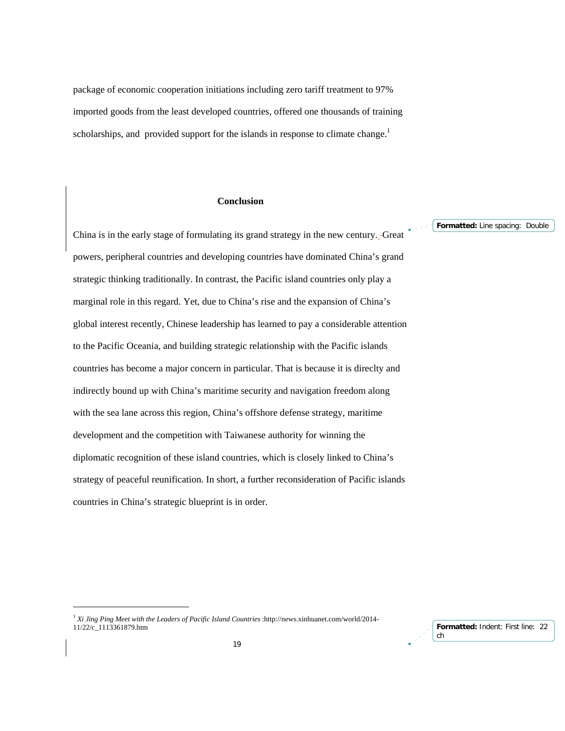package of economic cooperation initiations including zero tariff treatment to 97% imported goods from the least developed countries, offered one thousands of training scholarships, and provided support for the islands in response to climate change.[1]

## Conclusion

China is in the early stage of formulating its grand strategy in the new century. Great powers, peripheral countries and developing countries have dominated China's grand strategic thinking traditionally. In contrast, the Pacific island countries only play a marginal role in this regard. Yet, due to China's rise and the expansion of China's global interest recently, Chinese leadership has learned to pay a considerable attention to the Pacific Oceania, and building strategic relationship with the Pacific islands countries has become a major concern in particular. That is because it is direclty and indirectly bound up with China's maritime security and navigation freedom along with the sea lane across this region, China's offshore defense strategy, maritime development and the competition with Taiwanese authority for winning the diplomatic recognition of these island countries, which is closely linked to China's strategy of peaceful reunification. In short, a further reconsideration of Pacific islands countries in China's strategic blueprint is in order.

---

[1] *Xi Jing Ping Meet with the Leaders of Pacific Island Countries* :http://news.xinhuanet.com/world/2014-11/22/c_1113361879.htm